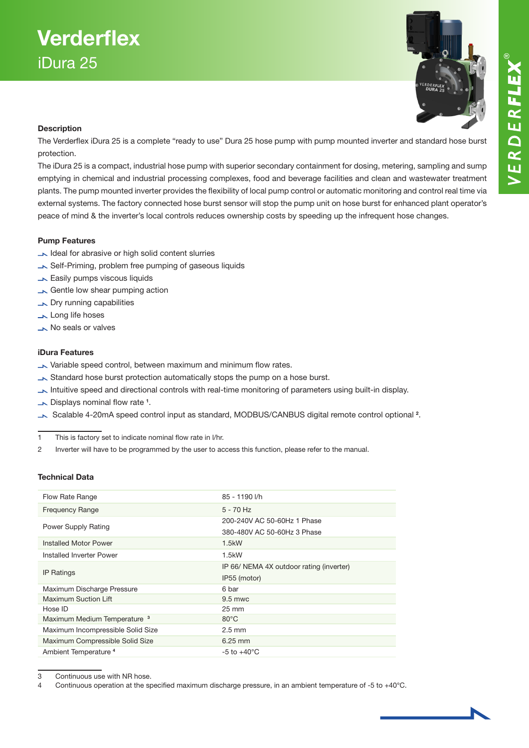# Verderflex

## iDura 25

### Description

The Verderflex iDura 25 is a complete "ready to use" Dura 25 hose pump with pump mounted inverter and standard hose burst protection.

The iDura 25 is a compact, industrial hose pump with superior secondary containment for dosing, metering, sampling and sump emptying in chemical and industrial processing complexes, food and beverage facilities and clean and wastewater treatment plants. The pump mounted inverter provides the flexibility of local pump control or automatic monitoring and control real time via external systems. The factory connected hose burst sensor will stop the pump unit on hose burst for enhanced plant operator's peace of mind & the inverter's local controls reduces ownership costs by speeding up the infrequent hose changes.

### Pump Features

- Ideal for abrasive or high solid content slurries
- Self-Priming, problem free pumping of gaseous liquids
- Easily pumps viscous liquids
- Gentle low shear pumping action
- Dry running capabilities
- Long life hoses
- No seals or valves

### iDura Features

- Variable speed control, between maximum and minimum flow rates.
- Standard hose burst protection automatically stops the pump on a hose burst.
- Intuitive speed and directional controls with real-time monitoring of parameters using built-in display.
- Displays nominal flow rate [1].
- Scalable 4-20mA speed control input as standard, MODBUS/CANBUS digital remote control optional [2].

1 This is factory set to indicate nominal flow rate in l/hr.

2 Inverter will have to be programmed by the user to access this function, please refer to the manual.

### Technical Data

| | |
|---|---|
| Flow Rate Range | 85 - 1190 l/h |
| Frequency Range | 5 - 70 Hz |
| Power Supply Rating | 200-240V AC 50-60Hz 1 Phase<br>380-480V AC 50-60Hz 3 Phase |
| Installed Motor Power | 1.5kW |
| Installed Inverter Power | 1.5kW |
| IP Ratings | IP 66/ NEMA 4X outdoor rating (inverter)<br>IP55 (motor) |
| Maximum Discharge Pressure | 6 bar |
| Maximum Suction Lift | 9.5 mwc |
| Hose ID | 25 mm |
| Maximum Medium Temperature [3] | 80°C |
| Maximum Incompressible Solid Size | 2.5 mm |
| Maximum Compressible Solid Size | 6.25 mm |
| Ambient Temperature [4] | -5 to +40°C |

3 Continuous use with NR hose.

4 Continuous operation at the specified maximum discharge pressure, in an ambient temperature of -5 to +40°C.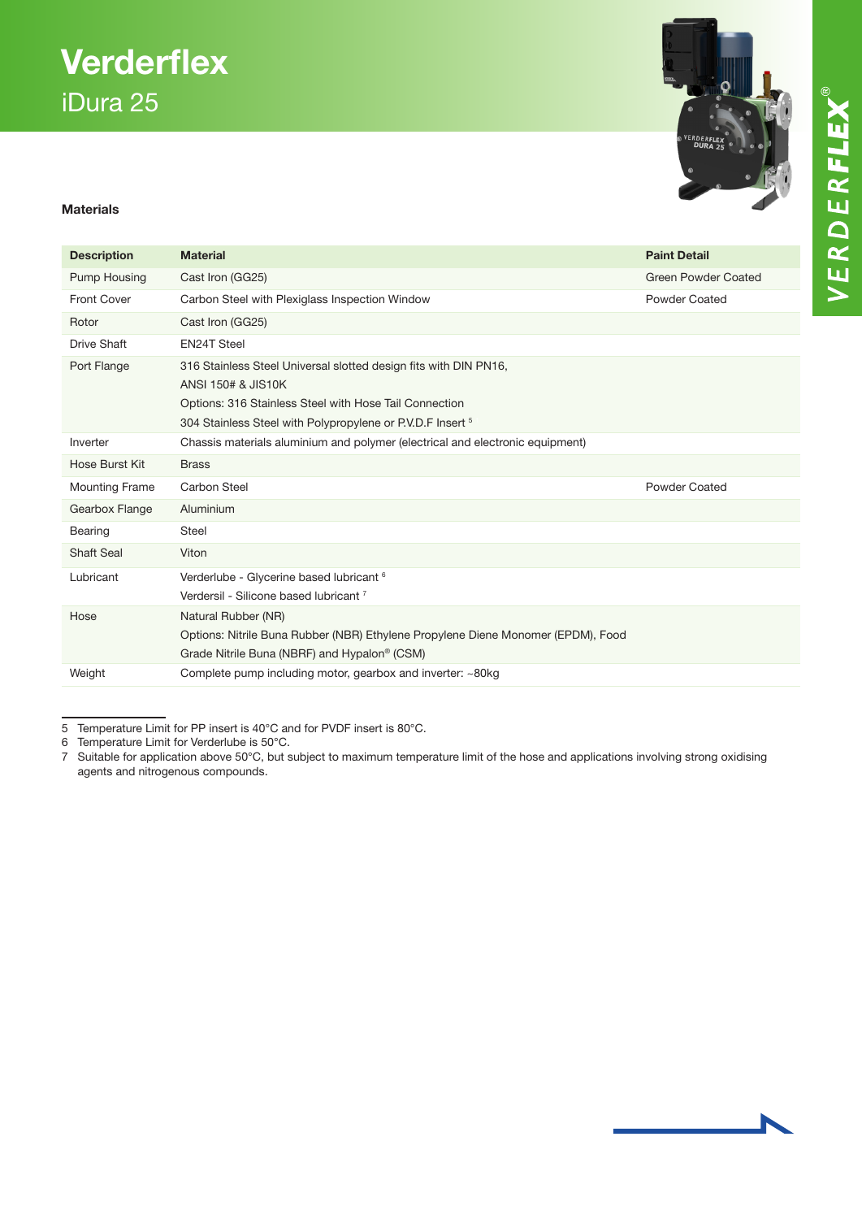# Verderflex

## iDura 25

### Materials

| Description | Material | Paint Detail |
|---|---|---|
| Pump Housing | Cast Iron (GG25) | Green Powder Coated |
| Front Cover | Carbon Steel with Plexiglass Inspection Window | Powder Coated |
| Rotor | Cast Iron (GG25) | |
| Drive Shaft | EN24T Steel | |
| Port Flange | 316 Stainless Steel Universal slotted design fits with DIN PN16, ANSI 150# & JIS10K<br>Options: 316 Stainless Steel with Hose Tail Connection<br>304 Stainless Steel with Polypropylene or P.V.D.F Insert [5] | |
| Inverter | Chassis materials aluminium and polymer (electrical and electronic equipment) | |
| Hose Burst Kit | Brass | |
| Mounting Frame | Carbon Steel | Powder Coated |
| Gearbox Flange | Aluminium | |
| Bearing | Steel | |
| Shaft Seal | Viton | |
| Lubricant | Verderlube - Glycerine based lubricant [6]<br>Verdersil - Silicone based lubricant [7] | |
| Hose | Natural Rubber (NR)<br>Options: Nitrile Buna Rubber (NBR) Ethylene Propylene Diene Monomer (EPDM), Food Grade Nitrile Buna (NBRF) and Hypalon® (CSM) | |
| Weight | Complete pump including motor, gearbox and inverter: ~80kg | |

---

5 Temperature Limit for PP insert is 40°C and for PVDF insert is 80°C.
6 Temperature Limit for Verderlube is 50°C.
7 Suitable for application above 50°C, but subject to maximum temperature limit of the hose and applications involving strong oxidising agents and nitrogenous compounds.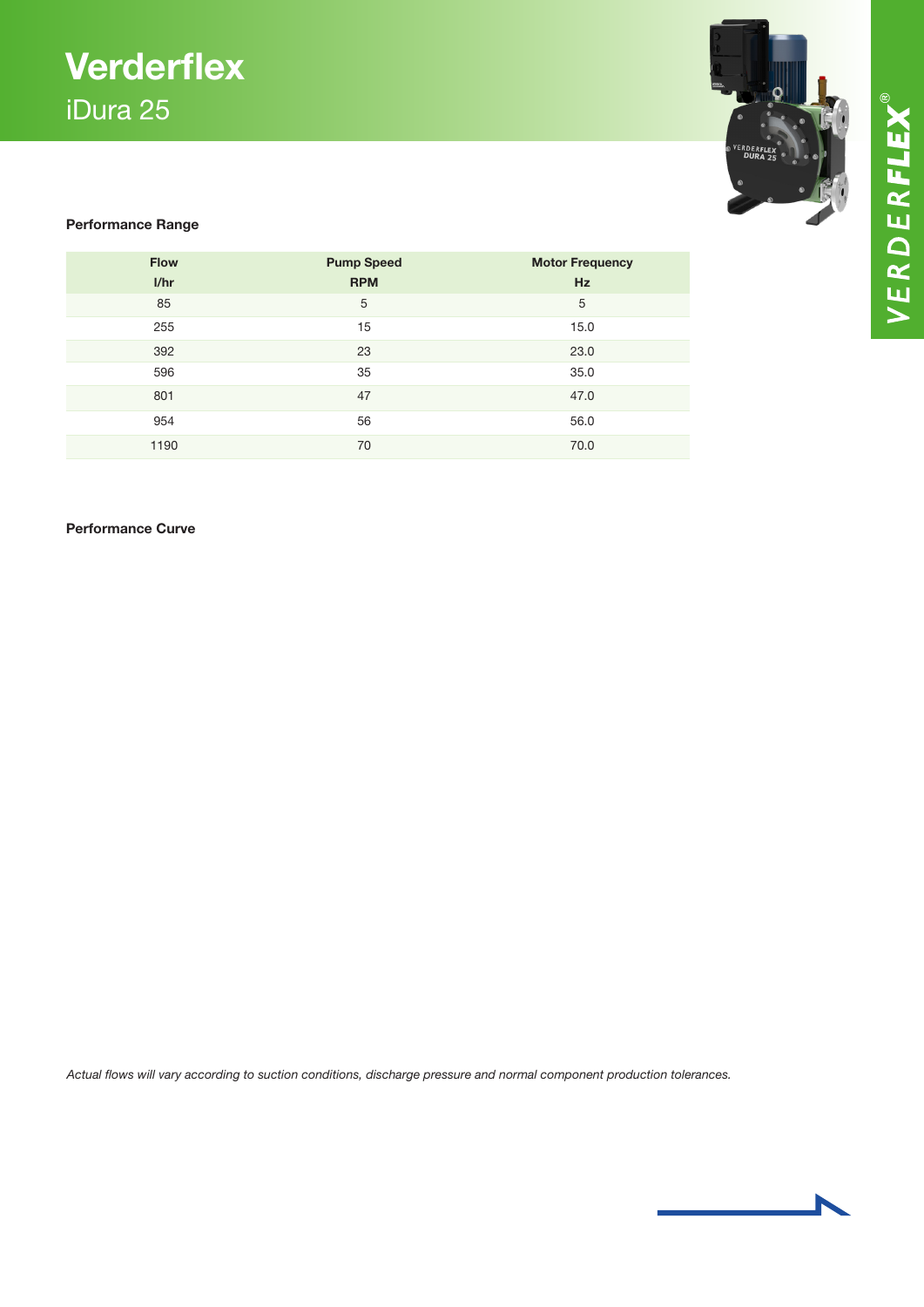# Verderflex

## iDura 25

### Performance Range

| Flow<br>l/hr | Pump Speed<br>RPM | Motor Frequency<br>Hz |
|---|---|---|
| 85 | 5 | 5 |
| 255 | 15 | 15.0 |
| 392 | 23 | 23.0 |
| 596 | 35 | 35.0 |
| 801 | 47 | 47.0 |
| 954 | 56 | 56.0 |
| 1190 | 70 | 70.0 |

### Performance Curve

*Actual flows will vary according to suction conditions, discharge pressure and normal component production tolerances.*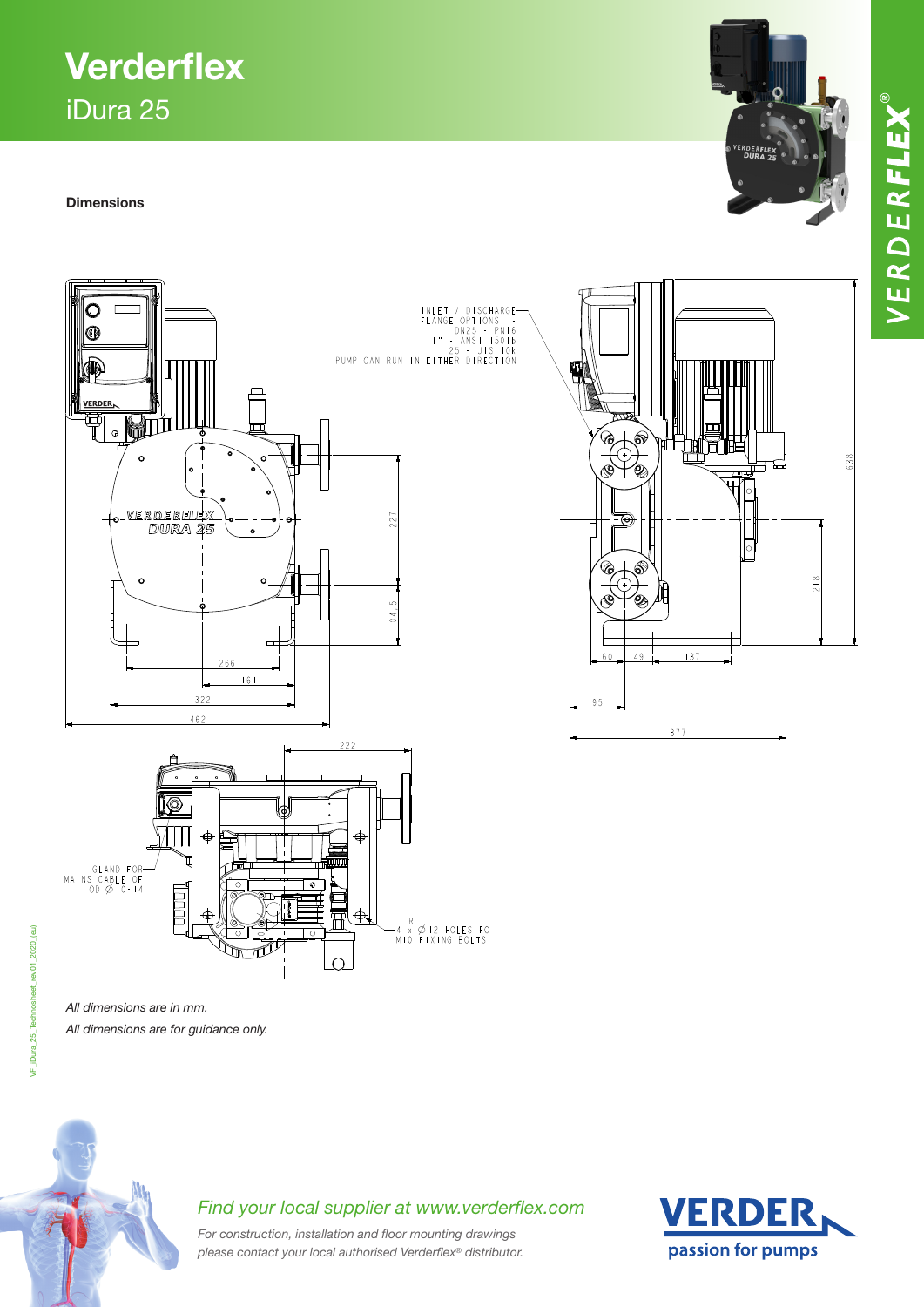# Verderflex

## iDura 25

**Dimensions**

INLET / DISCHARGE FLANGE OPTIONS: - DN25 - PN16 1" - ANSI 150lb 25 - JIS 10k

PUMP CAN RUN IN EITHER DIRECTION

227

104.5

266

161

322

462

638

218

60

49

137

95

377

222

GLAND FOR MAINS CABLE OF OD Ø 10-14

4 x Ø 12 HOLES FOR M10 FIXING BOLTS

*All dimensions are in mm.*

*All dimensions are for guidance only.*

*Find your local supplier at www.verderflex.com*

*For construction, installation and floor mounting drawings please contact your local authorised Verderflex® distributor.*

VERDER passion for pumps

VF_iDura_25_Technosheet_rev01_2020_(eu)